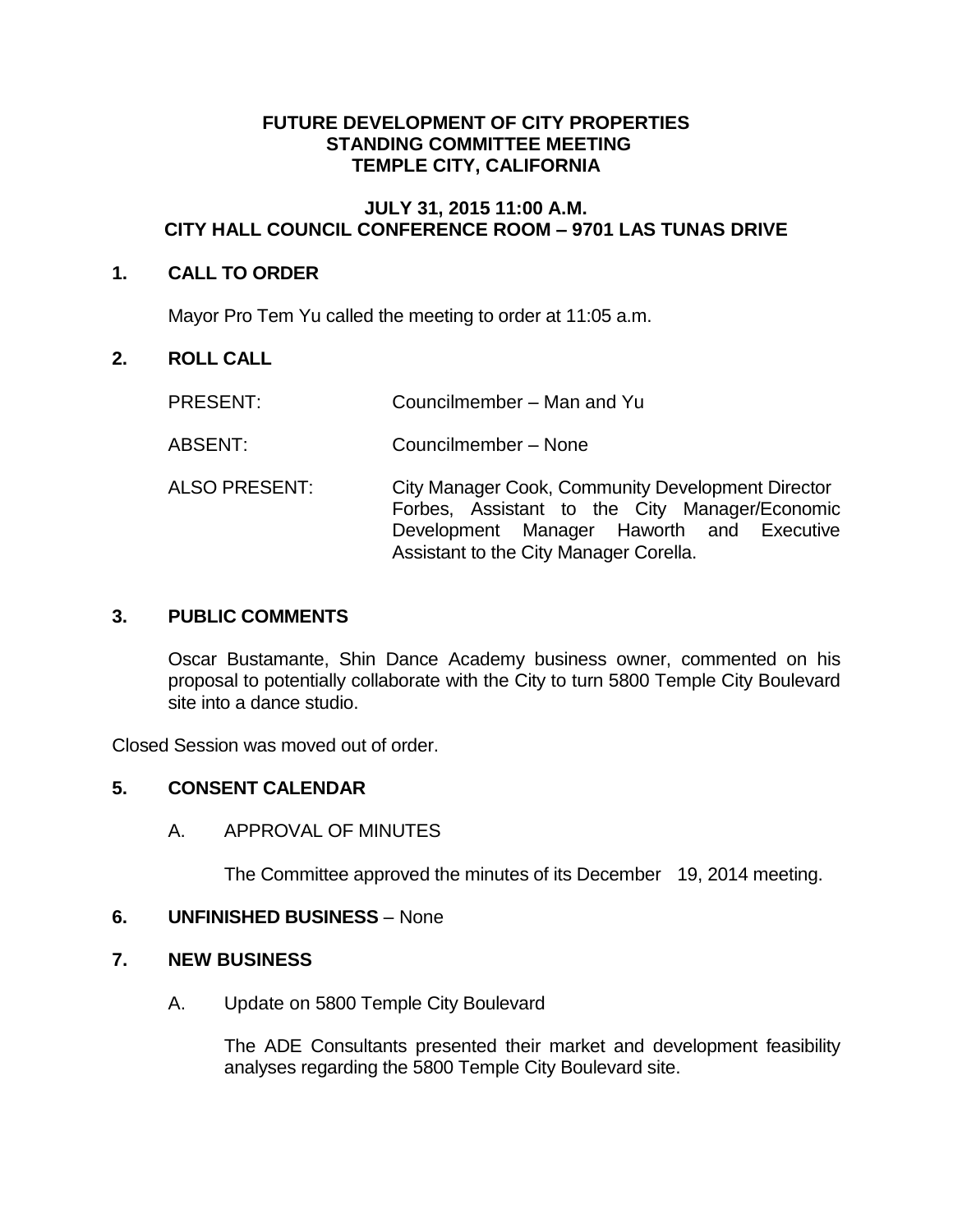**FUTURE DEVELOPMENT OF CITY PROPERTIES**
**STANDING COMMITTEE MEETING**
**TEMPLE CITY, CALIFORNIA**

**JULY 31, 2015 11:00 A.M.**
**CITY HALL COUNCIL CONFERENCE ROOM – 9701 LAS TUNAS DRIVE**

## 1. CALL TO ORDER

Mayor Pro Tem Yu called the meeting to order at 11:05 a.m.

## 2. ROLL CALL

PRESENT: Councilmember – Man and Yu

ABSENT: Councilmember – None

ALSO PRESENT: City Manager Cook, Community Development Director Forbes, Assistant to the City Manager/Economic Development Manager Haworth and Executive Assistant to the City Manager Corella.

## 3. PUBLIC COMMENTS

Oscar Bustamante, Shin Dance Academy business owner, commented on his proposal to potentially collaborate with the City to turn 5800 Temple City Boulevard site into a dance studio.

Closed Session was moved out of order.

## 5. CONSENT CALENDAR

A. APPROVAL OF MINUTES

The Committee approved the minutes of its December 19, 2014 meeting.

## 6. UNFINISHED BUSINESS – None

## 7. NEW BUSINESS

A. Update on 5800 Temple City Boulevard

The ADE Consultants presented their market and development feasibility analyses regarding the 5800 Temple City Boulevard site.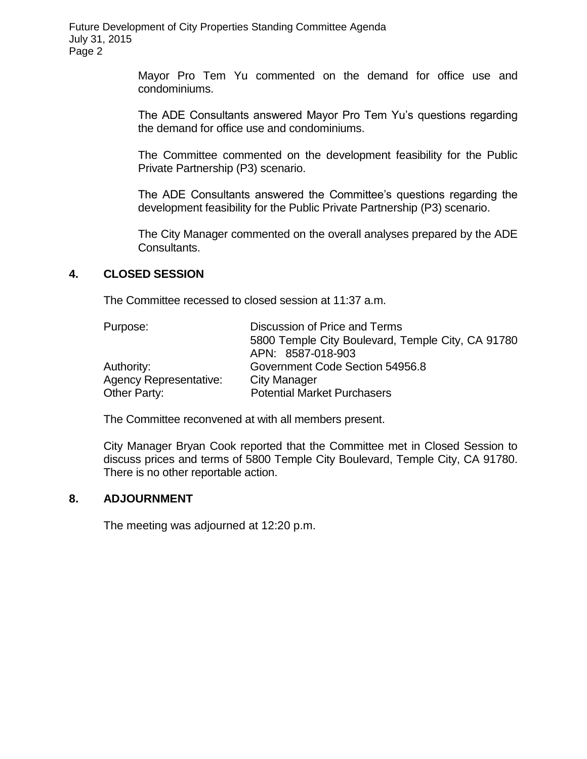Mayor Pro Tem Yu commented on the demand for office use and condominiums.

The ADE Consultants answered Mayor Pro Tem Yu's questions regarding the demand for office use and condominiums.

The Committee commented on the development feasibility for the Public Private Partnership (P3) scenario.

The ADE Consultants answered the Committee's questions regarding the development feasibility for the Public Private Partnership (P3) scenario.

The City Manager commented on the overall analyses prepared by the ADE Consultants.

## 4. CLOSED SESSION

The Committee recessed to closed session at 11:37 a.m.

| | |
|---|---|
| Purpose: | Discussion of Price and Terms<br>5800 Temple City Boulevard, Temple City, CA 91780<br>APN: 8587-018-903 |
| Authority: | Government Code Section 54956.8 |
| Agency Representative: | City Manager |
| Other Party: | Potential Market Purchasers |

The Committee reconvened at with all members present.

City Manager Bryan Cook reported that the Committee met in Closed Session to discuss prices and terms of 5800 Temple City Boulevard, Temple City, CA 91780. There is no other reportable action.

## 8. ADJOURNMENT

The meeting was adjourned at 12:20 p.m.